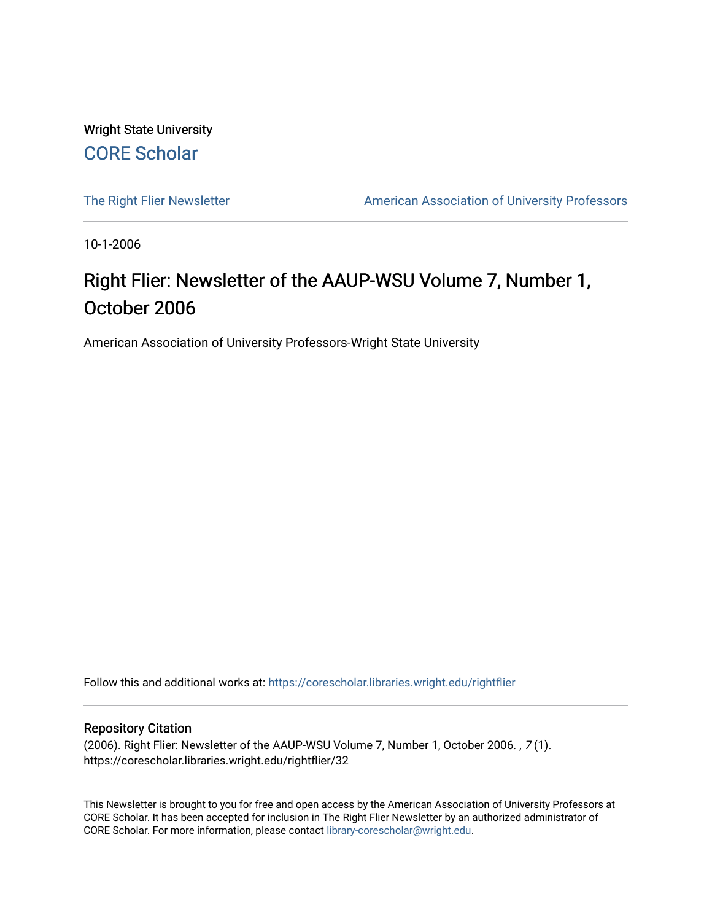Wright State University

CORE Scholar

The Right Flier Newsletter

American Association of University Professors

10-1-2006

# Right Flier: Newsletter of the AAUP-WSU Volume 7, Number 1, October 2006

American Association of University Professors-Wright State University

Follow this and additional works at: https://corescholar.libraries.wright.edu/rightflier

## Repository Citation

(2006). Right Flier: Newsletter of the AAUP-WSU Volume 7, Number 1, October 2006. , *7* (1).
https://corescholar.libraries.wright.edu/rightflier/32

This Newsletter is brought to you for free and open access by the American Association of University Professors at CORE Scholar. It has been accepted for inclusion in The Right Flier Newsletter by an authorized administrator of CORE Scholar. For more information, please contact library-corescholar@wright.edu.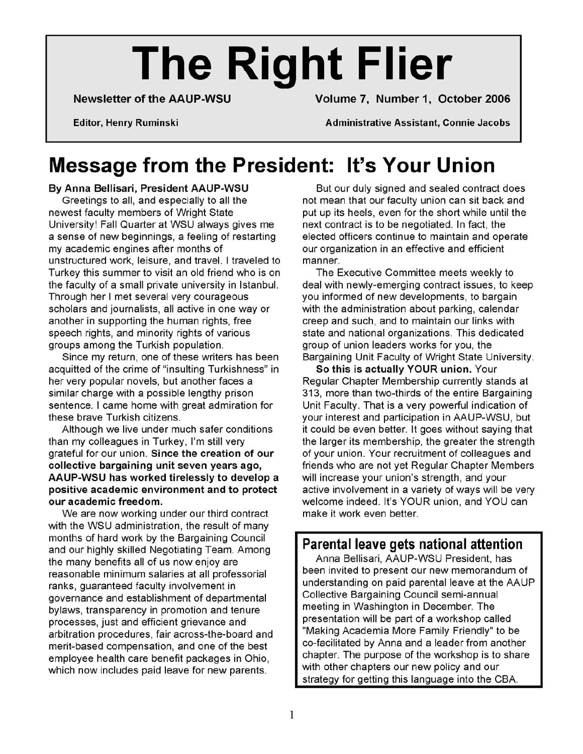# The Right Flier

**Newsletter of the AAUP-WSU** — **Volume 7, Number 1, October 2006**

**Editor, Henry Ruminski** — **Administrative Assistant, Connie Jacobs**

## Message from the President: It's Your Union

**By Anna Bellisari, President AAUP-WSU**

Greetings to all, and especially to all the newest faculty members of Wright State University! Fall Quarter at WSU always gives me a sense of new beginnings, a feeling of restarting my academic engines after months of unstructured work, leisure, and travel. I traveled to Turkey this summer to visit an old friend who is on the faculty of a small private university in Istanbul. Through her I met several very courageous scholars and journalists, all active in one way or another in supporting the human rights, free speech rights, and minority rights of various groups among the Turkish population.

Since my return, one of these writers has been acquitted of the crime of "insulting Turkishness" in her very popular novels, but another faces a similar charge with a possible lengthy prison sentence. I came home with great admiration for these brave Turkish citizens.

Although we live under much safer conditions than my colleagues in Turkey, I'm still very grateful for our union. **Since the creation of our collective bargaining unit seven years ago, AAUP-WSU has worked tirelessly to develop a positive academic environment and to protect our academic freedom.**

We are now working under our third contract with the WSU administration, the result of many months of hard work by the Bargaining Council and our highly skilled Negotiating Team. Among the many benefits all of us now enjoy are reasonable minimum salaries at all professorial ranks, guaranteed faculty involvement in governance and establishment of departmental bylaws, transparency in promotion and tenure processes, just and efficient grievance and arbitration procedures, fair across-the-board and merit-based compensation, and one of the best employee health care benefit packages in Ohio, which now includes paid leave for new parents.

But our duly signed and sealed contract does not mean that our faculty union can sit back and put up its heels, even for the short while until the next contract is to be negotiated. In fact, the elected officers continue to maintain and operate our organization in an effective and efficient manner.

The Executive Committee meets weekly to deal with newly-emerging contract issues, to keep you informed of new developments, to bargain with the administration about parking, calendar creep and such, and to maintain our links with state and national organizations. This dedicated group of union leaders works for you, the Bargaining Unit Faculty of Wright State University.

**So this is actually YOUR union.** Your Regular Chapter Membership currently stands at 313, more than two-thirds of the entire Bargaining Unit Faculty. That is a very powerful indication of your interest and participation in AAUP-WSU, but it could be even better. It goes without saying that the larger its membership, the greater the strength of your union. Your recruitment of colleagues and friends who are not yet Regular Chapter Members will increase your union's strength, and your active involvement in a variety of ways will be very welcome indeed. It's YOUR union, and YOU can make it work even better.

### Parental leave gets national attention

Anna Bellisari, AAUP-WSU President, has been invited to present our new memorandum of understanding on paid parental leave at the AAUP Collective Bargaining Council semi-annual meeting in Washington in December. The presentation will be part of a workshop called "Making Academia More Family Friendly" to be co-facilitated by Anna and a leader from another chapter. The purpose of the workshop is to share with other chapters our new policy and our strategy for getting this language into the CBA.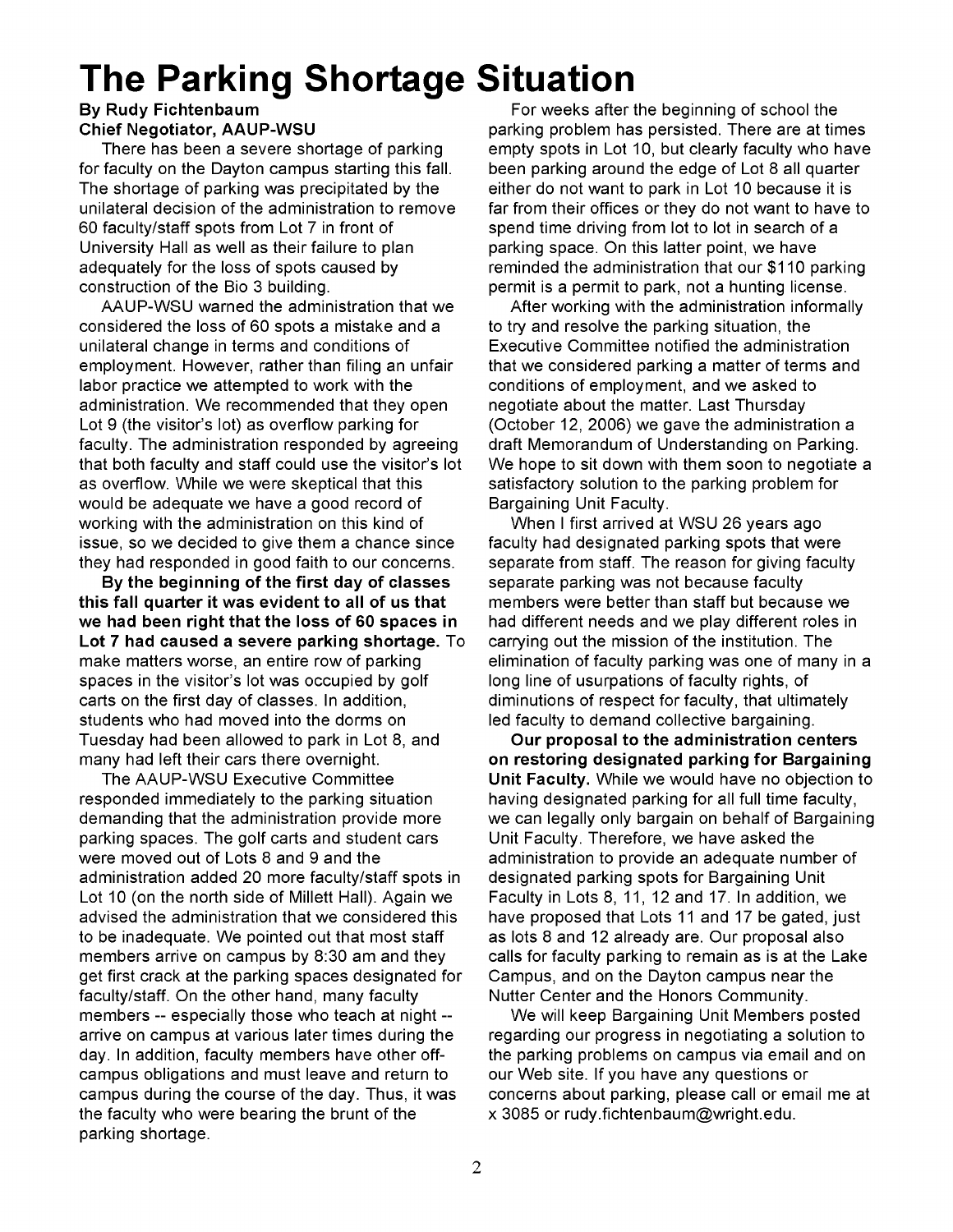# The Parking Shortage Situation

**By Rudy Fichtenbaum**
**Chief Negotiator, AAUP-WSU**

There has been a severe shortage of parking for faculty on the Dayton campus starting this fall. The shortage of parking was precipitated by the unilateral decision of the administration to remove 60 faculty/staff spots from Lot 7 in front of University Hall as well as their failure to plan adequately for the loss of spots caused by construction of the Bio 3 building.

AAUP-WSU warned the administration that we considered the loss of 60 spots a mistake and a unilateral change in terms and conditions of employment. However, rather than filing an unfair labor practice we attempted to work with the administration. We recommended that they open Lot 9 (the visitor's lot) as overflow parking for faculty. The administration responded by agreeing that both faculty and staff could use the visitor's lot as overflow. While we were skeptical that this would be adequate we have a good record of working with the administration on this kind of issue, so we decided to give them a chance since they had responded in good faith to our concerns.

**By the beginning of the first day of classes this fall quarter it was evident to all of us that we had been right that the loss of 60 spaces in Lot 7 had caused a severe parking shortage.** To make matters worse, an entire row of parking spaces in the visitor's lot was occupied by golf carts on the first day of classes. In addition, students who had moved into the dorms on Tuesday had been allowed to park in Lot 8, and many had left their cars there overnight.

The AAUP-WSU Executive Committee responded immediately to the parking situation demanding that the administration provide more parking spaces. The golf carts and student cars were moved out of Lots 8 and 9 and the administration added 20 more faculty/staff spots in Lot 10 (on the north side of Millett Hall). Again we advised the administration that we considered this to be inadequate. We pointed out that most staff members arrive on campus by 8:30 am and they get first crack at the parking spaces designated for faculty/staff. On the other hand, many faculty members -- especially those who teach at night -- arrive on campus at various later times during the day. In addition, faculty members have other off-campus obligations and must leave and return to campus during the course of the day. Thus, it was the faculty who were bearing the brunt of the parking shortage.

For weeks after the beginning of school the parking problem has persisted. There are at times empty spots in Lot 10, but clearly faculty who have been parking around the edge of Lot 8 all quarter either do not want to park in Lot 10 because it is far from their offices or they do not want to have to spend time driving from lot to lot in search of a parking space. On this latter point, we have reminded the administration that our $110 parking permit is a permit to park, not a hunting license.

After working with the administration informally to try and resolve the parking situation, the Executive Committee notified the administration that we considered parking a matter of terms and conditions of employment, and we asked to negotiate about the matter. Last Thursday (October 12, 2006) we gave the administration a draft Memorandum of Understanding on Parking. We hope to sit down with them soon to negotiate a satisfactory solution to the parking problem for Bargaining Unit Faculty.

When I first arrived at WSU 26 years ago faculty had designated parking spots that were separate from staff. The reason for giving faculty separate parking was not because faculty members were better than staff but because we had different needs and we play different roles in carrying out the mission of the institution. The elimination of faculty parking was one of many in a long line of usurpations of faculty rights, of diminutions of respect for faculty, that ultimately led faculty to demand collective bargaining.

**Our proposal to the administration centers on restoring designated parking for Bargaining Unit Faculty.** While we would have no objection to having designated parking for all full time faculty, we can legally only bargain on behalf of Bargaining Unit Faculty. Therefore, we have asked the administration to provide an adequate number of designated parking spots for Bargaining Unit Faculty in Lots 8, 11, 12 and 17. In addition, we have proposed that Lots 11 and 17 be gated, just as lots 8 and 12 already are. Our proposal also calls for faculty parking to remain as is at the Lake Campus, and on the Dayton campus near the Nutter Center and the Honors Community.

We will keep Bargaining Unit Members posted regarding our progress in negotiating a solution to the parking problems on campus via email and on our Web site. If you have any questions or concerns about parking, please call or email me at x 3085 or rudy.fichtenbaum@wright.edu.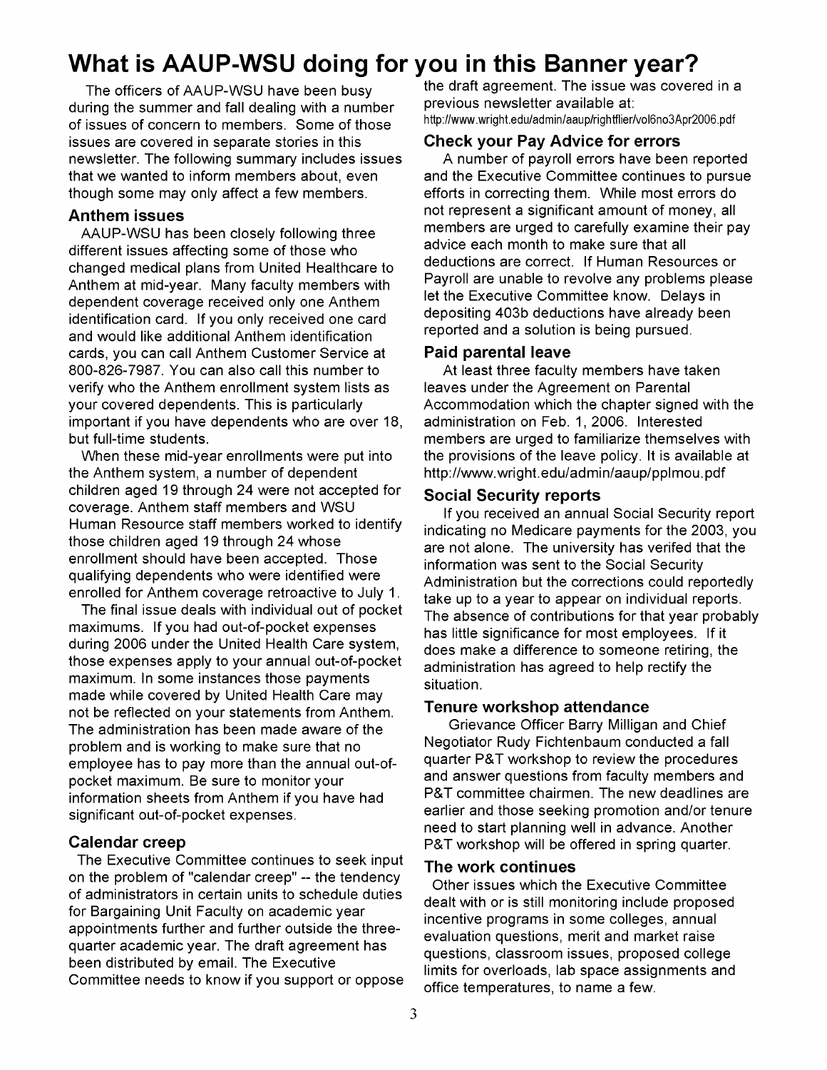# What is AAUP-WSU doing for you in this Banner year?

The officers of AAUP-WSU have been busy during the summer and fall dealing with a number of issues of concern to members. Some of those issues are covered in separate stories in this newsletter. The following summary includes issues that we wanted to inform members about, even though some may only affect a few members.

### Anthem issues

AAUP-WSU has been closely following three different issues affecting some of those who changed medical plans from United Healthcare to Anthem at mid-year. Many faculty members with dependent coverage received only one Anthem identification card. If you only received one card and would like additional Anthem identification cards, you can call Anthem Customer Service at 800-826-7987. You can also call this number to verify who the Anthem enrollment system lists as your covered dependents. This is particularly important if you have dependents who are over 18, but full-time students.

When these mid-year enrollments were put into the Anthem system, a number of dependent children aged 19 through 24 were not accepted for coverage. Anthem staff members and WSU Human Resource staff members worked to identify those children aged 19 through 24 whose enrollment should have been accepted. Those qualifying dependents who were identified were enrolled for Anthem coverage retroactive to July 1.

The final issue deals with individual out of pocket maximums. If you had out-of-pocket expenses during 2006 under the United Health Care system, those expenses apply to your annual out-of-pocket maximum. In some instances those payments made while covered by United Health Care may not be reflected on your statements from Anthem. The administration has been made aware of the problem and is working to make sure that no employee has to pay more than the annual out-of-pocket maximum. Be sure to monitor your information sheets from Anthem if you have had significant out-of-pocket expenses.

### Calendar creep

The Executive Committee continues to seek input on the problem of "calendar creep" -- the tendency of administrators in certain units to schedule duties for Bargaining Unit Faculty on academic year appointments further and further outside the three-quarter academic year. The draft agreement has been distributed by email. The Executive Committee needs to know if you support or oppose the draft agreement. The issue was covered in a previous newsletter available at: http://www.wright.edu/admin/aaup/rightflier/vol6no3Apr2006.pdf

### Check your Pay Advice for errors

A number of payroll errors have been reported and the Executive Committee continues to pursue efforts in correcting them. While most errors do not represent a significant amount of money, all members are urged to carefully examine their pay advice each month to make sure that all deductions are correct. If Human Resources or Payroll are unable to revolve any problems please let the Executive Committee know. Delays in depositing 403b deductions have already been reported and a solution is being pursued.

### Paid parental leave

At least three faculty members have taken leaves under the Agreement on Parental Accommodation which the chapter signed with the administration on Feb. 1, 2006. Interested members are urged to familiarize themselves with the provisions of the leave policy. It is available at http://www.wright.edu/admin/aaup/pplmou.pdf

### Social Security reports

If you received an annual Social Security report indicating no Medicare payments for the 2003, you are not alone. The university has verifed that the information was sent to the Social Security Administration but the corrections could reportedly take up to a year to appear on individual reports. The absence of contributions for that year probably has little significance for most employees. If it does make a difference to someone retiring, the administration has agreed to help rectify the situation.

### Tenure workshop attendance

Grievance Officer Barry Milligan and Chief Negotiator Rudy Fichtenbaum conducted a fall quarter P&T workshop to review the procedures and answer questions from faculty members and P&T committee chairmen. The new deadlines are earlier and those seeking promotion and/or tenure need to start planning well in advance. Another P&T workshop will be offered in spring quarter.

### The work continues

Other issues which the Executive Committee dealt with or is still monitoring include proposed incentive programs in some colleges, annual evaluation questions, merit and market raise questions, classroom issues, proposed college limits for overloads, lab space assignments and office temperatures, to name a few.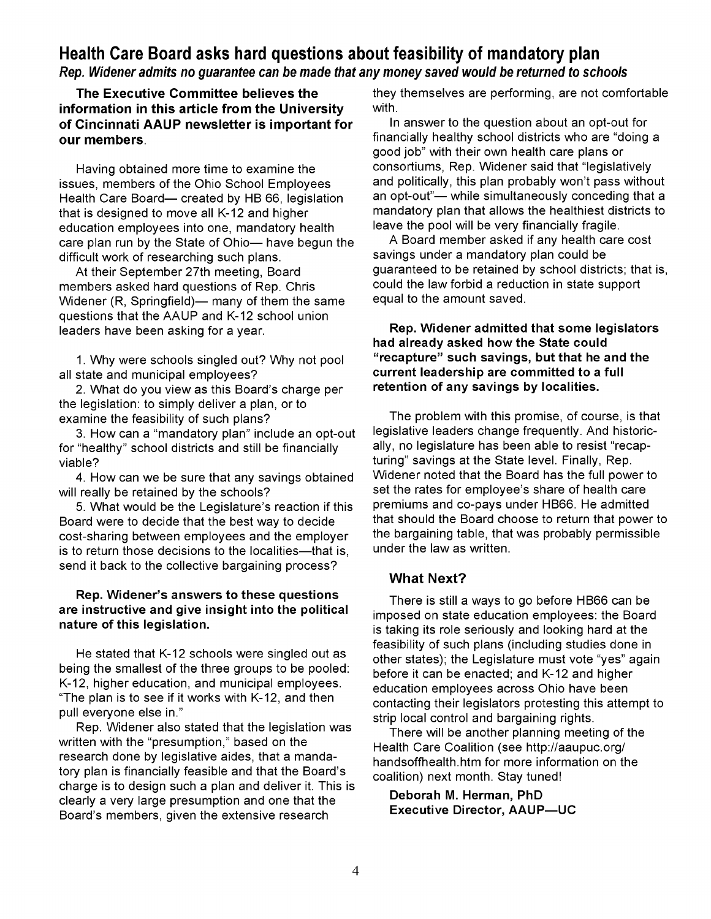## Health Care Board asks hard questions about feasibility of mandatory plan

***Rep. Widener admits no guarantee can be made that any money saved would be returned to schools***

**The Executive Committee believes the information in this article from the University of Cincinnati AAUP newsletter is important for our members.**

Having obtained more time to examine the issues, members of the Ohio School Employees Health Care Board— created by HB 66, legislation that is designed to move all K-12 and higher education employees into one, mandatory health care plan run by the State of Ohio— have begun the difficult work of researching such plans.

At their September 27th meeting, Board members asked hard questions of Rep. Chris Widener (R, Springfield)— many of them the same questions that the AAUP and K-12 school union leaders have been asking for a year.

1. Why were schools singled out? Why not pool all state and municipal employees?
2. What do you view as this Board's charge per the legislation: to simply deliver a plan, or to examine the feasibility of such plans?
3. How can a "mandatory plan" include an opt-out for "healthy" school districts and still be financially viable?
4. How can we be sure that any savings obtained will really be retained by the schools?
5. What would be the Legislature's reaction if this Board were to decide that the best way to decide cost-sharing between employees and the employer is to return those decisions to the localities—that is, send it back to the collective bargaining process?

**Rep. Widener's answers to these questions are instructive and give insight into the political nature of this legislation.**

He stated that K-12 schools were singled out as being the smallest of the three groups to be pooled: K-12, higher education, and municipal employees. "The plan is to see if it works with K-12, and then pull everyone else in."

Rep. Widener also stated that the legislation was written with the "presumption," based on the research done by legislative aides, that a mandatory plan is financially feasible and that the Board's charge is to design such a plan and deliver it. This is clearly a very large presumption and one that the Board's members, given the extensive research they themselves are performing, are not comfortable with.

In answer to the question about an opt-out for financially healthy school districts who are "doing a good job" with their own health care plans or consortiums, Rep. Widener said that "legislatively and politically, this plan probably won't pass without an opt-out"— while simultaneously conceding that a mandatory plan that allows the healthiest districts to leave the pool will be very financially fragile.

A Board member asked if any health care cost savings under a mandatory plan could be guaranteed to be retained by school districts; that is, could the law forbid a reduction in state support equal to the amount saved.

**Rep. Widener admitted that some legislators had already asked how the State could "recapture" such savings, but that he and the current leadership are committed to a full retention of any savings by localities.**

The problem with this promise, of course, is that legislative leaders change frequently. And historically, no legislature has been able to resist "recapturing" savings at the State level. Finally, Rep. Widener noted that the Board has the full power to set the rates for employee's share of health care premiums and co-pays under HB66. He admitted that should the Board choose to return that power to the bargaining table, that was probably permissible under the law as written.

### What Next?

There is still a ways to go before HB66 can be imposed on state education employees: the Board is taking its role seriously and looking hard at the feasibility of such plans (including studies done in other states); the Legislature must vote "yes" again before it can be enacted; and K-12 and higher education employees across Ohio have been contacting their legislators protesting this attempt to strip local control and bargaining rights.

There will be another planning meeting of the Health Care Coalition (see http://aaupuc.org/handsoffhealth.htm for more information on the coalition) next month. Stay tuned!

**Deborah M. Herman, PhD**
**Executive Director, AAUP—UC**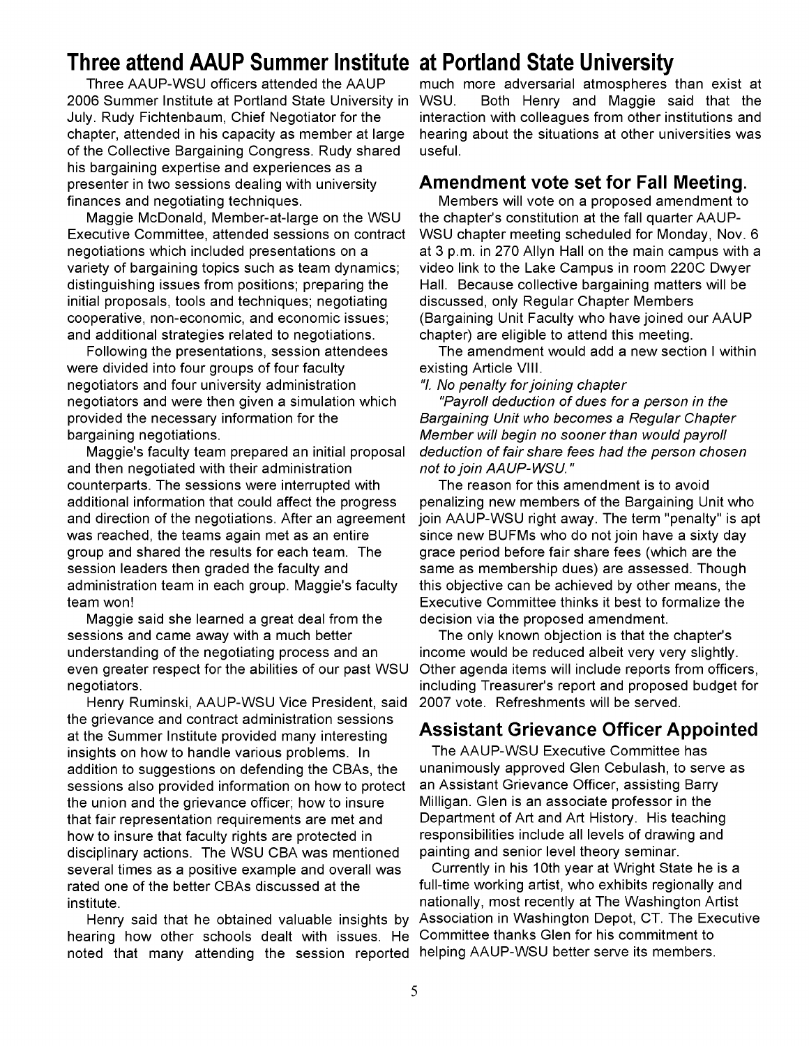# Three attend AAUP Summer Institute at Portland State University

Three AAUP-WSU officers attended the AAUP 2006 Summer Institute at Portland State University in July. Rudy Fichtenbaum, Chief Negotiator for the chapter, attended in his capacity as member at large of the Collective Bargaining Congress. Rudy shared his bargaining expertise and experiences as a presenter in two sessions dealing with university finances and negotiating techniques.

Maggie McDonald, Member-at-large on the WSU Executive Committee, attended sessions on contract negotiations which included presentations on a variety of bargaining topics such as team dynamics; distinguishing issues from positions; preparing the initial proposals, tools and techniques; negotiating cooperative, non-economic, and economic issues; and additional strategies related to negotiations.

Following the presentations, session attendees were divided into four groups of four faculty negotiators and four university administration negotiators and were then given a simulation which provided the necessary information for the bargaining negotiations.

Maggie's faculty team prepared an initial proposal and then negotiated with their administration counterparts. The sessions were interrupted with additional information that could affect the progress and direction of the negotiations. After an agreement was reached, the teams again met as an entire group and shared the results for each team. The session leaders then graded the faculty and administration team in each group. Maggie's faculty team won!

Maggie said she learned a great deal from the sessions and came away with a much better understanding of the negotiating process and an even greater respect for the abilities of our past WSU negotiators.

Henry Ruminski, AAUP-WSU Vice President, said the grievance and contract administration sessions at the Summer Institute provided many interesting insights on how to handle various problems. In addition to suggestions on defending the CBAs, the sessions also provided information on how to protect the union and the grievance officer; how to insure that fair representation requirements are met and how to insure that faculty rights are protected in disciplinary actions. The WSU CBA was mentioned several times as a positive example and overall was rated one of the better CBAs discussed at the institute.

Henry said that he obtained valuable insights by hearing how other schools dealt with issues. He noted that many attending the session reported much more adversarial atmospheres than exist at WSU. Both Henry and Maggie said that the interaction with colleagues from other institutions and hearing about the situations at other universities was useful.

## Amendment vote set for Fall Meeting.

Members will vote on a proposed amendment to the chapter's constitution at the fall quarter AAUP-WSU chapter meeting scheduled for Monday, Nov. 6 at 3 p.m. in 270 Allyn Hall on the main campus with a video link to the Lake Campus in room 220C Dwyer Hall. Because collective bargaining matters will be discussed, only Regular Chapter Members (Bargaining Unit Faculty who have joined our AAUP chapter) are eligible to attend this meeting.

The amendment would add a new section I within existing Article VIII.

*"I. No penalty for joining chapter*

*"Payroll deduction of dues for a person in the Bargaining Unit who becomes a Regular Chapter Member will begin no sooner than would payroll deduction of fair share fees had the person chosen not to join AAUP-WSU."*

The reason for this amendment is to avoid penalizing new members of the Bargaining Unit who join AAUP-WSU right away. The term "penalty" is apt since new BUFMs who do not join have a sixty day grace period before fair share fees (which are the same as membership dues) are assessed. Though this objective can be achieved by other means, the Executive Committee thinks it best to formalize the decision via the proposed amendment.

The only known objection is that the chapter's income would be reduced albeit very very slightly. Other agenda items will include reports from officers, including Treasurer's report and proposed budget for 2007 vote. Refreshments will be served.

## Assistant Grievance Officer Appointed

The AAUP-WSU Executive Committee has unanimously approved Glen Cebulash, to serve as an Assistant Grievance Officer, assisting Barry Milligan. Glen is an associate professor in the Department of Art and Art History. His teaching responsibilities include all levels of drawing and painting and senior level theory seminar.

Currently in his 10th year at Wright State he is a full-time working artist, who exhibits regionally and nationally, most recently at The Washington Artist Association in Washington Depot, CT. The Executive Committee thanks Glen for his commitment to helping AAUP-WSU better serve its members.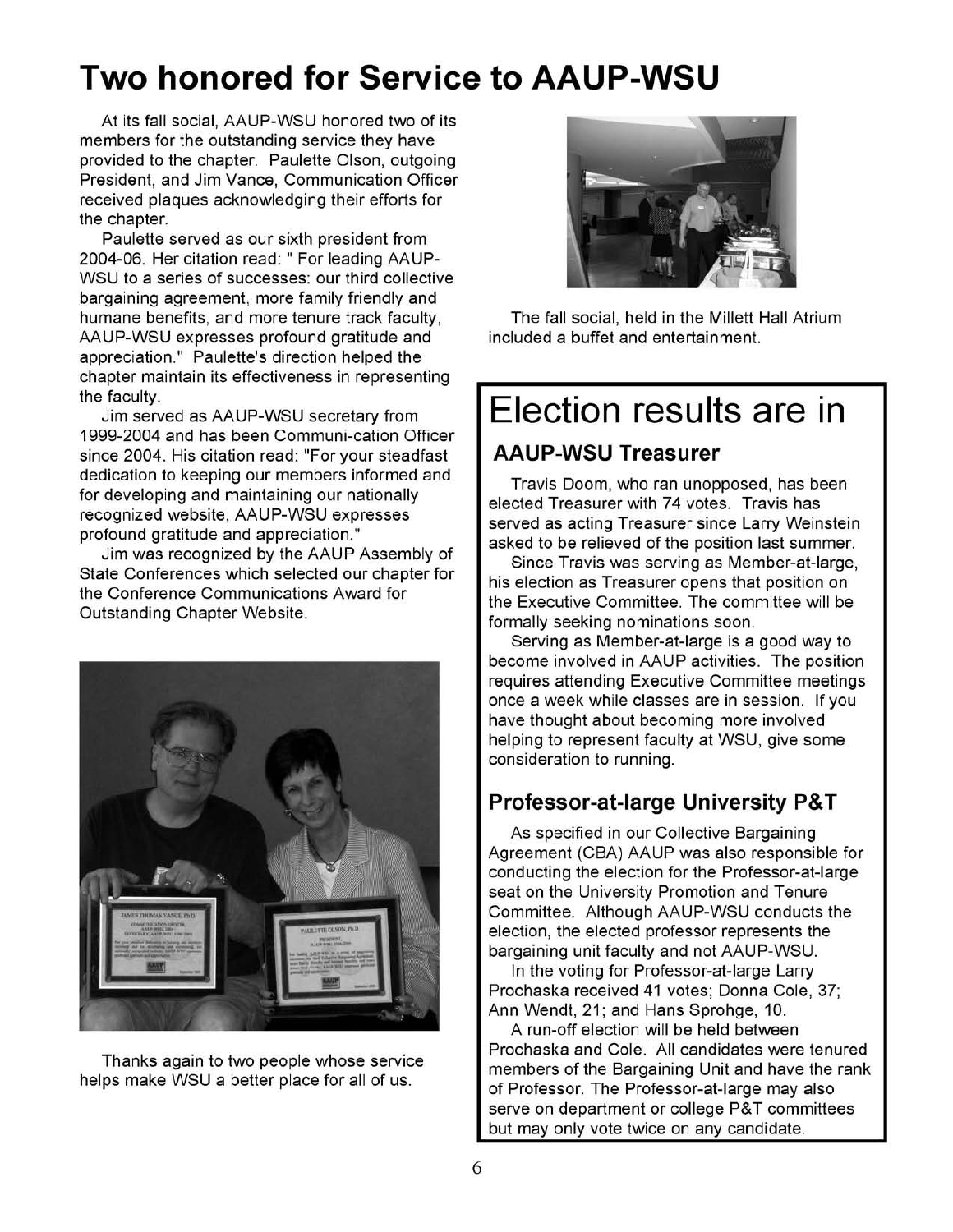# Two honored for Service to AAUP-WSU

At its fall social, AAUP-WSU honored two of its members for the outstanding service they have provided to the chapter. Paulette Olson, outgoing President, and Jim Vance, Communication Officer received plaques acknowledging their efforts for the chapter.

Paulette served as our sixth president from 2004-06. Her citation read: " For leading AAUP-WSU to a series of successes: our third collective bargaining agreement, more family friendly and humane benefits, and more tenure track faculty, AAUP-WSU expresses profound gratitude and appreciation." Paulette's direction helped the chapter maintain its effectiveness in representing the faculty.

Jim served as AAUP-WSU secretary from 1999-2004 and has been Communi-cation Officer since 2004. His citation read: "For your steadfast dedication to keeping our members informed and for developing and maintaining our nationally recognized website, AAUP-WSU expresses profound gratitude and appreciation."

Jim was recognized by the AAUP Assembly of State Conferences which selected our chapter for the Conference Communications Award for Outstanding Chapter Website.

Thanks again to two people whose service helps make WSU a better place for all of us.

The fall social, held in the Millett Hall Atrium included a buffet and entertainment.

# Election results are in

## AAUP-WSU Treasurer

Travis Doom, who ran unopposed, has been elected Treasurer with 74 votes. Travis has served as acting Treasurer since Larry Weinstein asked to be relieved of the position last summer.

Since Travis was serving as Member-at-large, his election as Treasurer opens that position on the Executive Committee. The committee will be formally seeking nominations soon.

Serving as Member-at-large is a good way to become involved in AAUP activities. The position requires attending Executive Committee meetings once a week while classes are in session. If you have thought about becoming more involved helping to represent faculty at WSU, give some consideration to running.

## Professor-at-large University P&T

As specified in our Collective Bargaining Agreement (CBA) AAUP was also responsible for conducting the election for the Professor-at-large seat on the University Promotion and Tenure Committee. Although AAUP-WSU conducts the election, the elected professor represents the bargaining unit faculty and not AAUP-WSU.

In the voting for Professor-at-large Larry Prochaska received 41 votes; Donna Cole, 37; Ann Wendt, 21; and Hans Sprohge, 10.

A run-off election will be held between Prochaska and Cole. All candidates were tenured members of the Bargaining Unit and have the rank of Professor. The Professor-at-large may also serve on department or college P&T committees but may only vote twice on any candidate.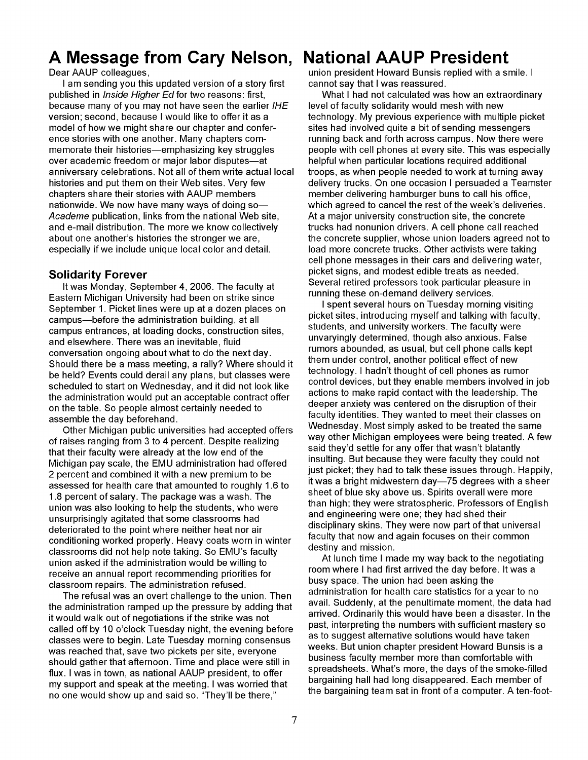# A Message from Cary Nelson, National AAUP President

Dear AAUP colleagues,

I am sending you this updated version of a story first published in *Inside Higher Ed* for two reasons: first, because many of you may not have seen the earlier *IHE* version; second, because I would like to offer it as a model of how we might share our chapter and conference stories with one another. Many chapters commemorate their histories—emphasizing key struggles over academic freedom or major labor disputes—at anniversary celebrations. Not all of them write actual local histories and put them on their Web sites. Very few chapters share their stories with AAUP members nationwide. We now have many ways of doing so—*Academe* publication, links from the national Web site, and e-mail distribution. The more we know collectively about one another's histories the stronger we are, especially if we include unique local color and detail.

## Solidarity Forever

It was Monday, September 4, 2006. The faculty at Eastern Michigan University had been on strike since September 1. Picket lines were up at a dozen places on campus—before the administration building, at all campus entrances, at loading docks, construction sites, and elsewhere. There was an inevitable, fluid conversation ongoing about what to do the next day. Should there be a mass meeting, a rally? Where should it be held? Events could derail any plans, but classes were scheduled to start on Wednesday, and it did not look like the administration would put an acceptable contract offer on the table. So people almost certainly needed to assemble the day beforehand.

Other Michigan public universities had accepted offers of raises ranging from 3 to 4 percent. Despite realizing that their faculty were already at the low end of the Michigan pay scale, the EMU administration had offered 2 percent and combined it with a new premium to be assessed for health care that amounted to roughly 1.6 to 1.8 percent of salary. The package was a wash. The union was also looking to help the students, who were unsurprisingly agitated that some classrooms had deteriorated to the point where neither heat nor air conditioning worked properly. Heavy coats worn in winter classrooms did not help note taking. So EMU's faculty union asked if the administration would be willing to receive an annual report recommending priorities for classroom repairs. The administration refused.

The refusal was an overt challenge to the union. Then the administration ramped up the pressure by adding that it would walk out of negotiations if the strike was not called off by 10 o'clock Tuesday night, the evening before classes were to begin. Late Tuesday morning consensus was reached that, save two pickets per site, everyone should gather that afternoon. Time and place were still in flux. I was in town, as national AAUP president, to offer my support and speak at the meeting. I was worried that no one would show up and said so. "They'll be there," union president Howard Bunsis replied with a smile. I cannot say that I was reassured.

What I had not calculated was how an extraordinary level of faculty solidarity would mesh with new technology. My previous experience with multiple picket sites had involved quite a bit of sending messengers running back and forth across campus. Now there were people with cell phones at every site. This was especially helpful when particular locations required additional troops, as when people needed to work at turning away delivery trucks. On one occasion I persuaded a Teamster member delivering hamburger buns to call his office, which agreed to cancel the rest of the week's deliveries. At a major university construction site, the concrete trucks had nonunion drivers. A cell phone call reached the concrete supplier, whose union loaders agreed not to load more concrete trucks. Other activists were taking cell phone messages in their cars and delivering water, picket signs, and modest edible treats as needed. Several retired professors took particular pleasure in running these on-demand delivery services.

I spent several hours on Tuesday morning visiting picket sites, introducing myself and talking with faculty, students, and university workers. The faculty were unvaryingly determined, though also anxious. False rumors abounded, as usual, but cell phone calls kept them under control, another political effect of new technology. I hadn't thought of cell phones as rumor control devices, but they enable members involved in job actions to make rapid contact with the leadership. The deeper anxiety was centered on the disruption of their faculty identities. They wanted to meet their classes on Wednesday. Most simply asked to be treated the same way other Michigan employees were being treated. A few said they'd settle for any offer that wasn't blatantly insulting. But because they were faculty they could not just picket; they had to talk these issues through. Happily, it was a bright midwestern day—75 degrees with a sheer sheet of blue sky above us. Spirits overall were more than high; they were stratospheric. Professors of English and engineering were one; they had shed their disciplinary skins. They were now part of that universal faculty that now and again focuses on their common destiny and mission.

At lunch time I made my way back to the negotiating room where I had first arrived the day before. It was a busy space. The union had been asking the administration for health care statistics for a year to no avail. Suddenly, at the penultimate moment, the data had arrived. Ordinarily this would have been a disaster. In the past, interpreting the numbers with sufficient mastery so as to suggest alternative solutions would have taken weeks. But union chapter president Howard Bunsis is a business faculty member more than comfortable with spreadsheets. What's more, the days of the smoke-filled bargaining hall had long disappeared. Each member of the bargaining team sat in front of a computer. A ten-foot-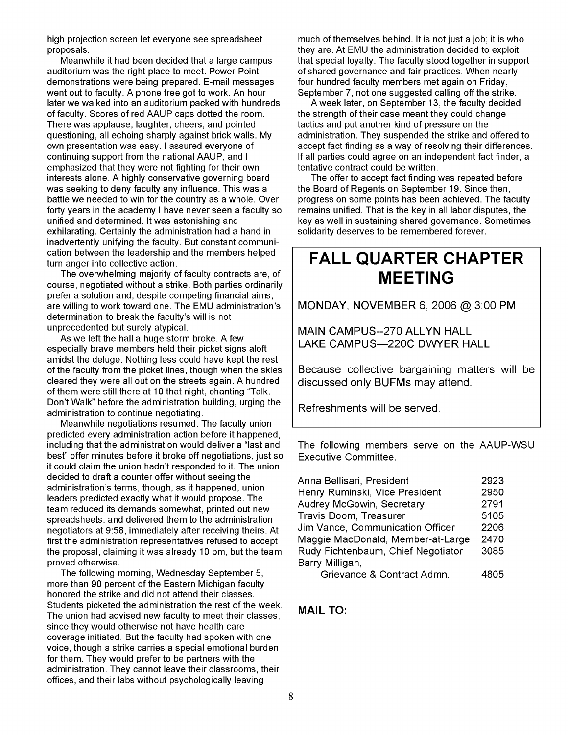high projection screen let everyone see spreadsheet proposals.

Meanwhile it had been decided that a large campus auditorium was the right place to meet. Power Point demonstrations were being prepared. E-mail messages went out to faculty. A phone tree got to work. An hour later we walked into an auditorium packed with hundreds of faculty. Scores of red AAUP caps dotted the room. There was applause, laughter, cheers, and pointed questioning, all echoing sharply against brick walls. My own presentation was easy. I assured everyone of continuing support from the national AAUP, and I emphasized that they were not fighting for their own interests alone. A highly conservative governing board was seeking to deny faculty any influence. This was a battle we needed to win for the country as a whole. Over forty years in the academy I have never seen a faculty so unified and determined. It was astonishing and exhilarating. Certainly the administration had a hand in inadvertently unifying the faculty. But constant communication between the leadership and the members helped turn anger into collective action.

The overwhelming majority of faculty contracts are, of course, negotiated without a strike. Both parties ordinarily prefer a solution and, despite competing financial aims, are willing to work toward one. The EMU administration's determination to break the faculty's will is not unprecedented but surely atypical.

As we left the hall a huge storm broke. A few especially brave members held their picket signs aloft amidst the deluge. Nothing less could have kept the rest of the faculty from the picket lines, though when the skies cleared they were all out on the streets again. A hundred of them were still there at 10 that night, chanting "Talk, Don't Walk" before the administration building, urging the administration to continue negotiating.

Meanwhile negotiations resumed. The faculty union predicted every administration action before it happened, including that the administration would deliver a "last and best" offer minutes before it broke off negotiations, just so it could claim the union hadn't responded to it. The union decided to draft a counter offer without seeing the administration's terms, though, as it happened, union leaders predicted exactly what it would propose. The team reduced its demands somewhat, printed out new spreadsheets, and delivered them to the administration negotiators at 9:58, immediately after receiving theirs. At first the administration representatives refused to accept the proposal, claiming it was already 10 pm, but the team proved otherwise.

The following morning, Wednesday September 5, more than 90 percent of the Eastern Michigan faculty honored the strike and did not attend their classes. Students picketed the administration the rest of the week. The union had advised new faculty to meet their classes, since they would otherwise not have health care coverage initiated. But the faculty had spoken with one voice, though a strike carries a special emotional burden for them. They would prefer to be partners with the administration. They cannot leave their classrooms, their offices, and their labs without psychologically leaving much of themselves behind. It is not just a job; it is who they are. At EMU the administration decided to exploit that special loyalty. The faculty stood together in support of shared governance and fair practices. When nearly four hundred faculty members met again on Friday, September 7, not one suggested calling off the strike.

A week later, on September 13, the faculty decided the strength of their case meant they could change tactics and put another kind of pressure on the administration. They suspended the strike and offered to accept fact finding as a way of resolving their differences. If all parties could agree on an independent fact finder, a tentative contract could be written.

The offer to accept fact finding was repeated before the Board of Regents on September 19. Since then, progress on some points has been achieved. The faculty remains unified. That is the key in all labor disputes, the key as well in sustaining shared governance. Sometimes solidarity deserves to be remembered forever.

# FALL QUARTER CHAPTER MEETING

MONDAY, NOVEMBER 6, 2006 @ 3:00 PM

MAIN CAMPUS--270 ALLYN HALL
LAKE CAMPUS—220C DWYER HALL

Because collective bargaining matters will be discussed only BUFMs may attend.

Refreshments will be served.

The following members serve on the AAUP-WSU Executive Committee.

| | |
|---|---|
| Anna Bellisari, President | 2923 |
| Henry Ruminski, Vice President | 2950 |
| Audrey McGowin, Secretary | 2791 |
| Travis Doom, Treasurer | 5105 |
| Jim Vance, Communication Officer | 2206 |
| Maggie MacDonald, Member-at-Large | 2470 |
| Rudy Fichtenbaum, Chief Negotiator | 3085 |
| Barry Milligan, Grievance & Contract Admn. | 4805 |

**MAIL TO:**